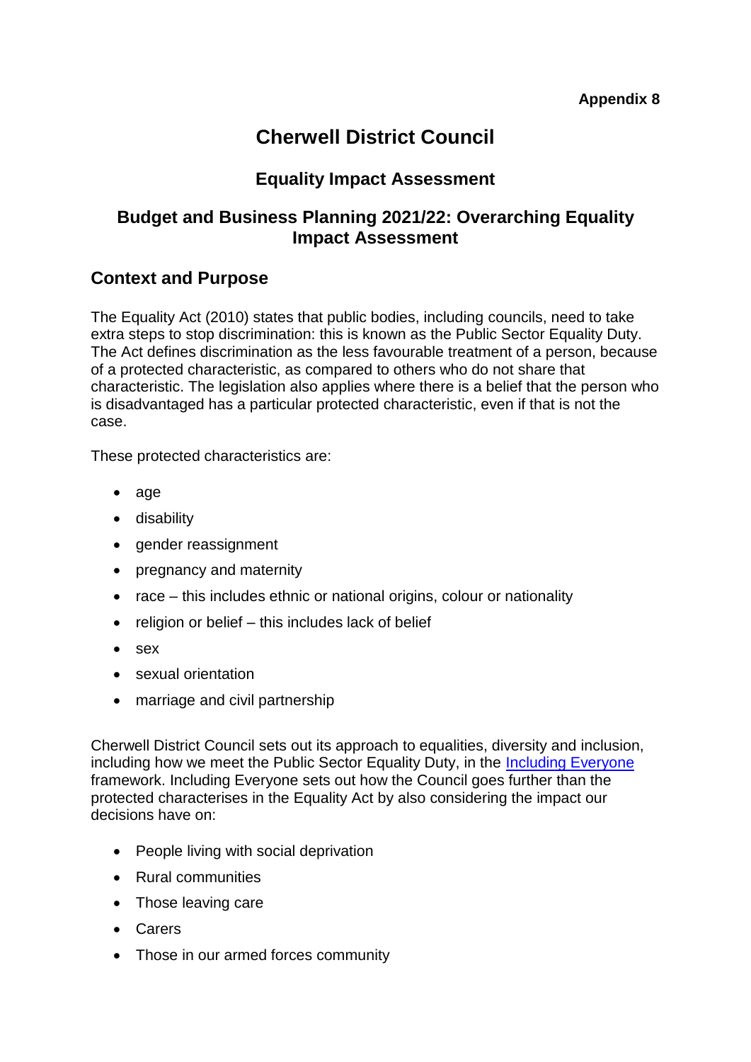**Appendix 8**

# Cherwell District Council

## Equality Impact Assessment

## Budget and Business Planning 2021/22: Overarching Equality Impact Assessment

## Context and Purpose

The Equality Act (2010) states that public bodies, including councils, need to take extra steps to stop discrimination: this is known as the Public Sector Equality Duty. The Act defines discrimination as the less favourable treatment of a person, because of a protected characteristic, as compared to others who do not share that characteristic. The legislation also applies where there is a belief that the person who is disadvantaged has a particular protected characteristic, even if that is not the case.

These protected characteristics are:

- age
- disability
- gender reassignment
- pregnancy and maternity
- race – this includes ethnic or national origins, colour or nationality
- religion or belief – this includes lack of belief
- sex
- sexual orientation
- marriage and civil partnership

Cherwell District Council sets out its approach to equalities, diversity and inclusion, including how we meet the Public Sector Equality Duty, in the Including Everyone framework. Including Everyone sets out how the Council goes further than the protected characterises in the Equality Act by also considering the impact our decisions have on:

- People living with social deprivation
- Rural communities
- Those leaving care
- Carers
- Those in our armed forces community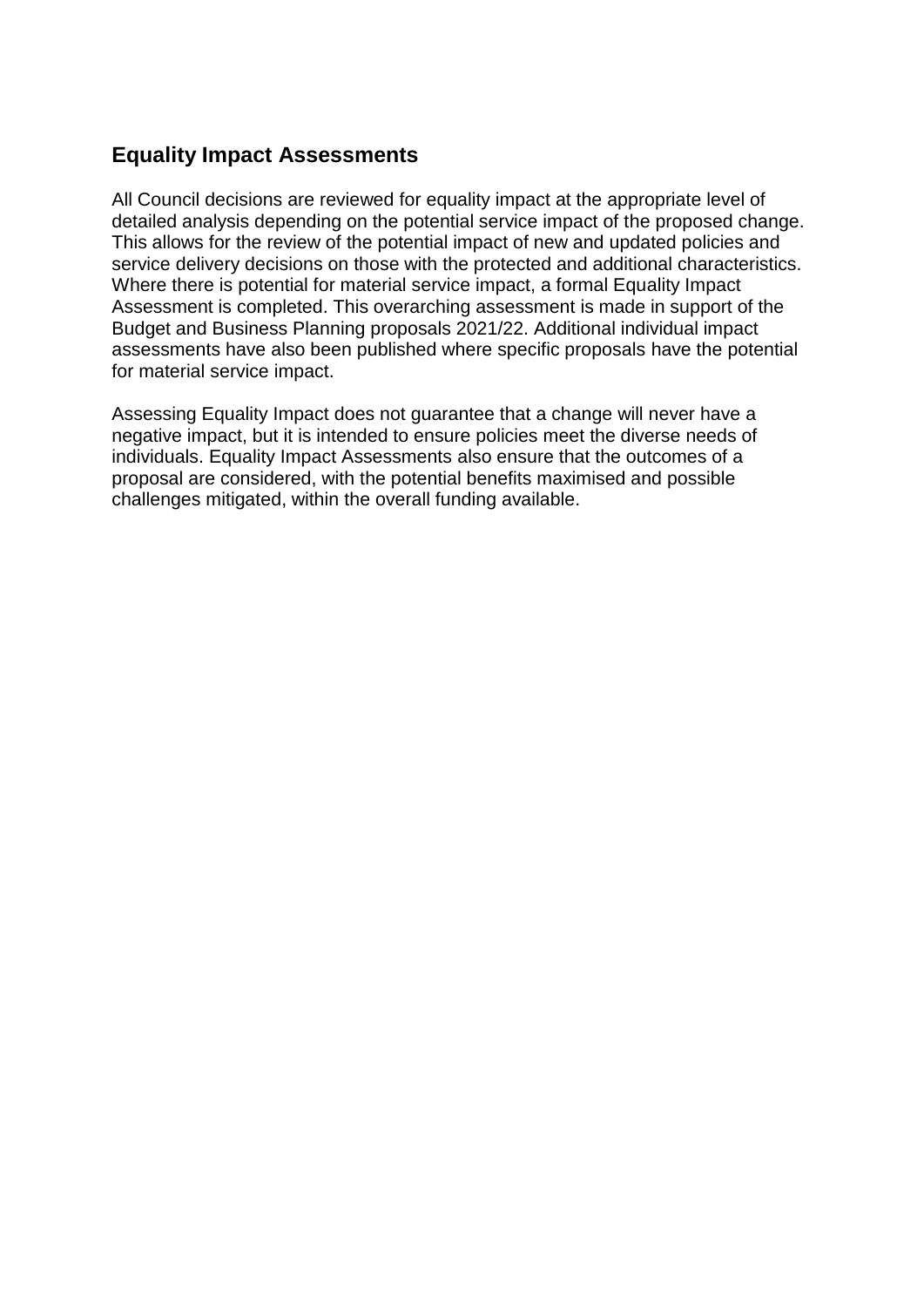## Equality Impact Assessments

All Council decisions are reviewed for equality impact at the appropriate level of detailed analysis depending on the potential service impact of the proposed change. This allows for the review of the potential impact of new and updated policies and service delivery decisions on those with the protected and additional characteristics. Where there is potential for material service impact, a formal Equality Impact Assessment is completed. This overarching assessment is made in support of the Budget and Business Planning proposals 2021/22. Additional individual impact assessments have also been published where specific proposals have the potential for material service impact.

Assessing Equality Impact does not guarantee that a change will never have a negative impact, but it is intended to ensure policies meet the diverse needs of individuals. Equality Impact Assessments also ensure that the outcomes of a proposal are considered, with the potential benefits maximised and possible challenges mitigated, within the overall funding available.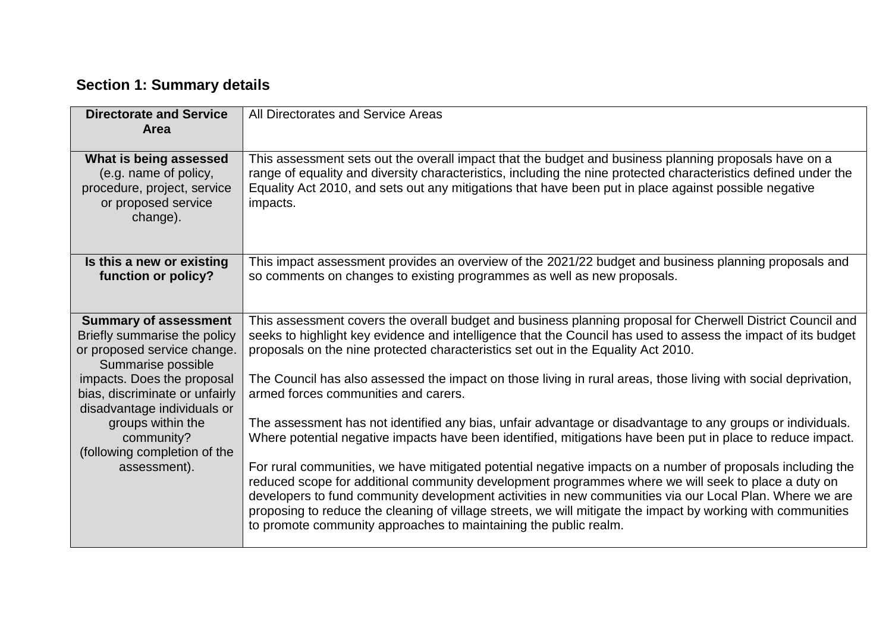## Section 1: Summary details

| | |
|---|---|
| **Directorate and Service Area** | All Directorates and Service Areas |
| **What is being assessed** (e.g. name of policy, procedure, project, service or proposed service change). | This assessment sets out the overall impact that the budget and business planning proposals have on a range of equality and diversity characteristics, including the nine protected characteristics defined under the Equality Act 2010, and sets out any mitigations that have been put in place against possible negative impacts. |
| **Is this a new or existing function or policy?** | This impact assessment provides an overview of the 2021/22 budget and business planning proposals and so comments on changes to existing programmes as well as new proposals. |
| **Summary of assessment** Briefly summarise the policy or proposed service change. Summarise possible impacts. Does the proposal bias, discriminate or unfairly disadvantage individuals or groups within the community? (following completion of the assessment). | This assessment covers the overall budget and business planning proposal for Cherwell District Council and seeks to highlight key evidence and intelligence that the Council has used to assess the impact of its budget proposals on the nine protected characteristics set out in the Equality Act 2010.<br><br>The Council has also assessed the impact on those living in rural areas, those living with social deprivation, armed forces communities and carers.<br><br>The assessment has not identified any bias, unfair advantage or disadvantage to any groups or individuals. Where potential negative impacts have been identified, mitigations have been put in place to reduce impact.<br><br>For rural communities, we have mitigated potential negative impacts on a number of proposals including the reduced scope for additional community development programmes where we will seek to place a duty on developers to fund community development activities in new communities via our Local Plan. Where we are proposing to reduce the cleaning of village streets, we will mitigate the impact by working with communities to promote community approaches to maintaining the public realm. |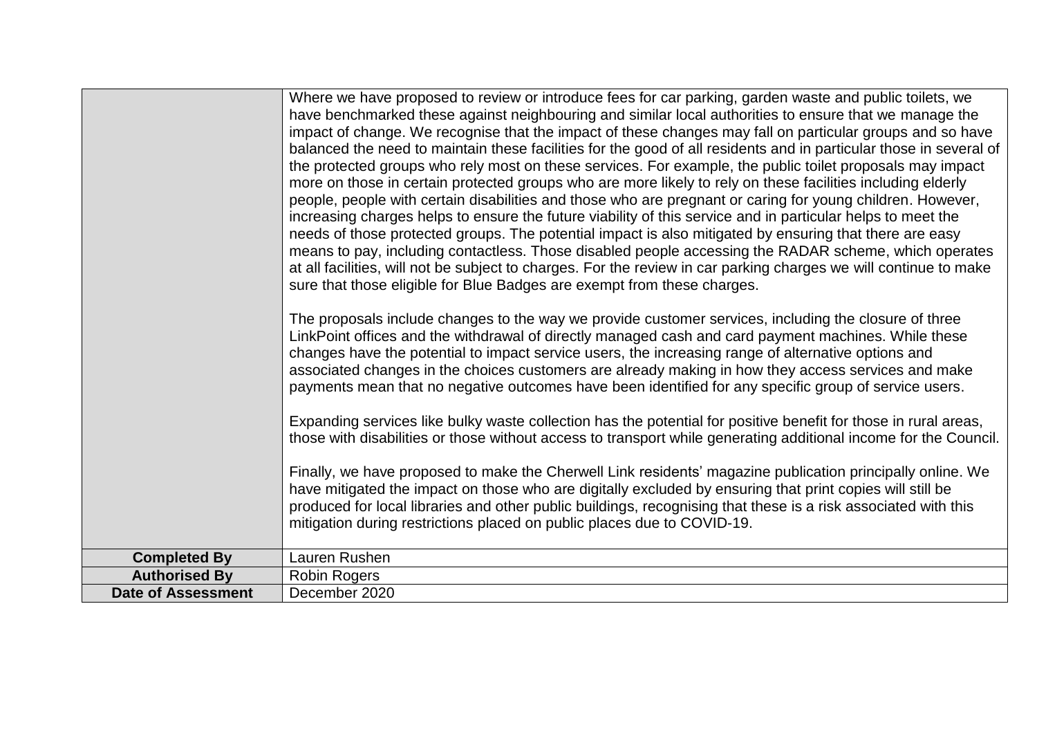| | |
|---|---|
| | Where we have proposed to review or introduce fees for car parking, garden waste and public toilets, we have benchmarked these against neighbouring and similar local authorities to ensure that we manage the impact of change. We recognise that the impact of these changes may fall on particular groups and so have balanced the need to maintain these facilities for the good of all residents and in particular those in several of the protected groups who rely most on these services. For example, the public toilet proposals may impact more on those in certain protected groups who are more likely to rely on these facilities including elderly people, people with certain disabilities and those who are pregnant or caring for young children. However, increasing charges helps to ensure the future viability of this service and in particular helps to meet the needs of those protected groups. The potential impact is also mitigated by ensuring that there are easy means to pay, including contactless. Those disabled people accessing the RADAR scheme, which operates at all facilities, will not be subject to charges. For the review in car parking charges we will continue to make sure that those eligible for Blue Badges are exempt from these charges.<br><br>The proposals include changes to the way we provide customer services, including the closure of three LinkPoint offices and the withdrawal of directly managed cash and card payment machines. While these changes have the potential to impact service users, the increasing range of alternative options and associated changes in the choices customers are already making in how they access services and make payments mean that no negative outcomes have been identified for any specific group of service users.<br><br>Expanding services like bulky waste collection has the potential for positive benefit for those in rural areas, those with disabilities or those without access to transport while generating additional income for the Council.<br><br>Finally, we have proposed to make the Cherwell Link residents' magazine publication principally online. We have mitigated the impact on those who are digitally excluded by ensuring that print copies will still be produced for local libraries and other public buildings, recognising that these is a risk associated with this mitigation during restrictions placed on public places due to COVID-19. |
| **Completed By** | Lauren Rushen |
| **Authorised By** | Robin Rogers |
| **Date of Assessment** | December 2020 |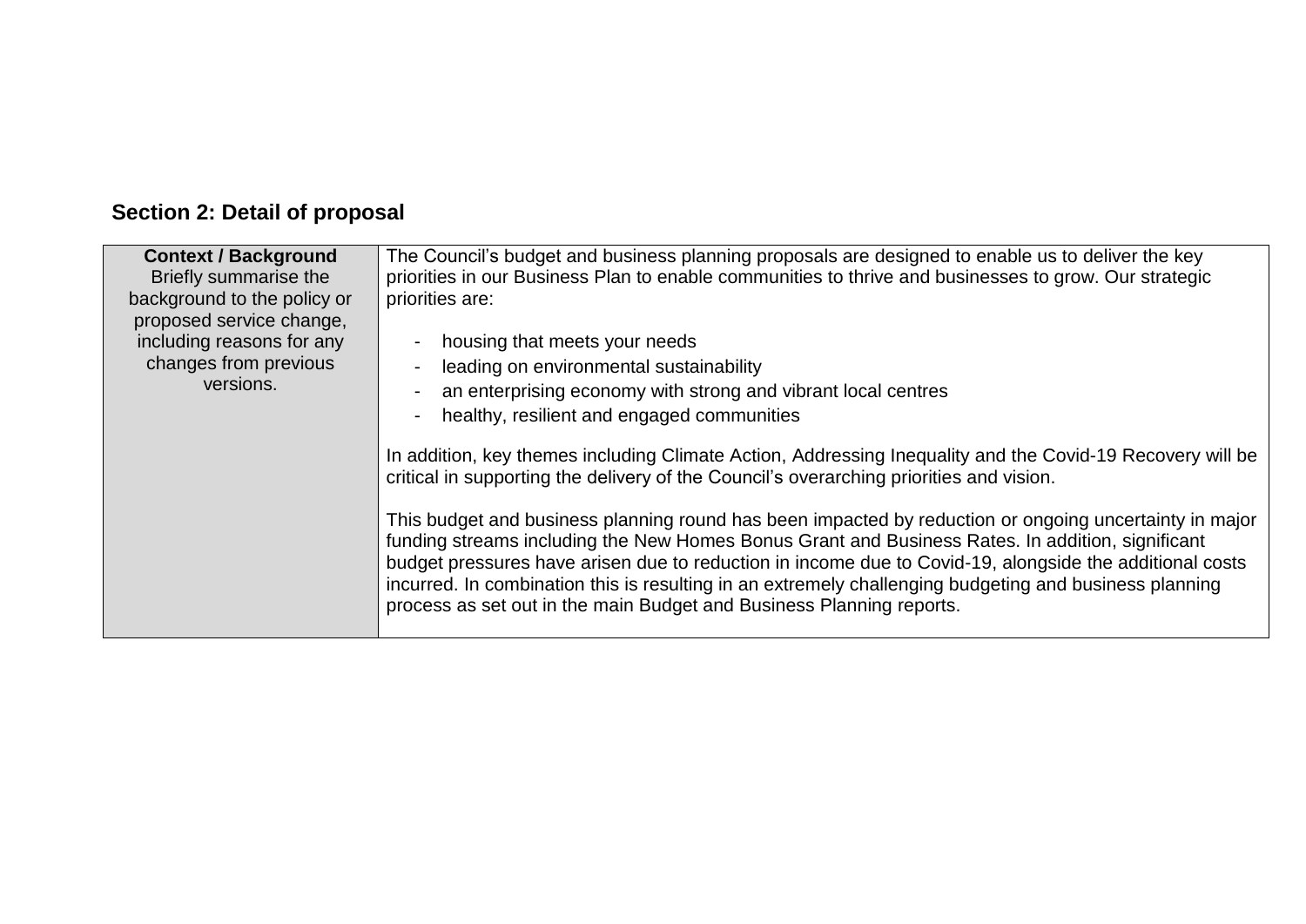## Section 2: Detail of proposal

| **Context / Background** Briefly summarise the background to the policy or proposed service change, including reasons for any changes from previous versions. | The Council's budget and business planning proposals are designed to enable us to deliver the key priorities in our Business Plan to enable communities to thrive and businesses to grow. Our strategic priorities are:<br><br>- housing that meets your needs<br>- leading on environmental sustainability<br>- an enterprising economy with strong and vibrant local centres<br>- healthy, resilient and engaged communities<br><br>In addition, key themes including Climate Action, Addressing Inequality and the Covid-19 Recovery will be critical in supporting the delivery of the Council's overarching priorities and vision.<br><br>This budget and business planning round has been impacted by reduction or ongoing uncertainty in major funding streams including the New Homes Bonus Grant and Business Rates. In addition, significant budget pressures have arisen due to reduction in income due to Covid-19, alongside the additional costs incurred. In combination this is resulting in an extremely challenging budgeting and business planning process as set out in the main Budget and Business Planning reports. |
|---|---|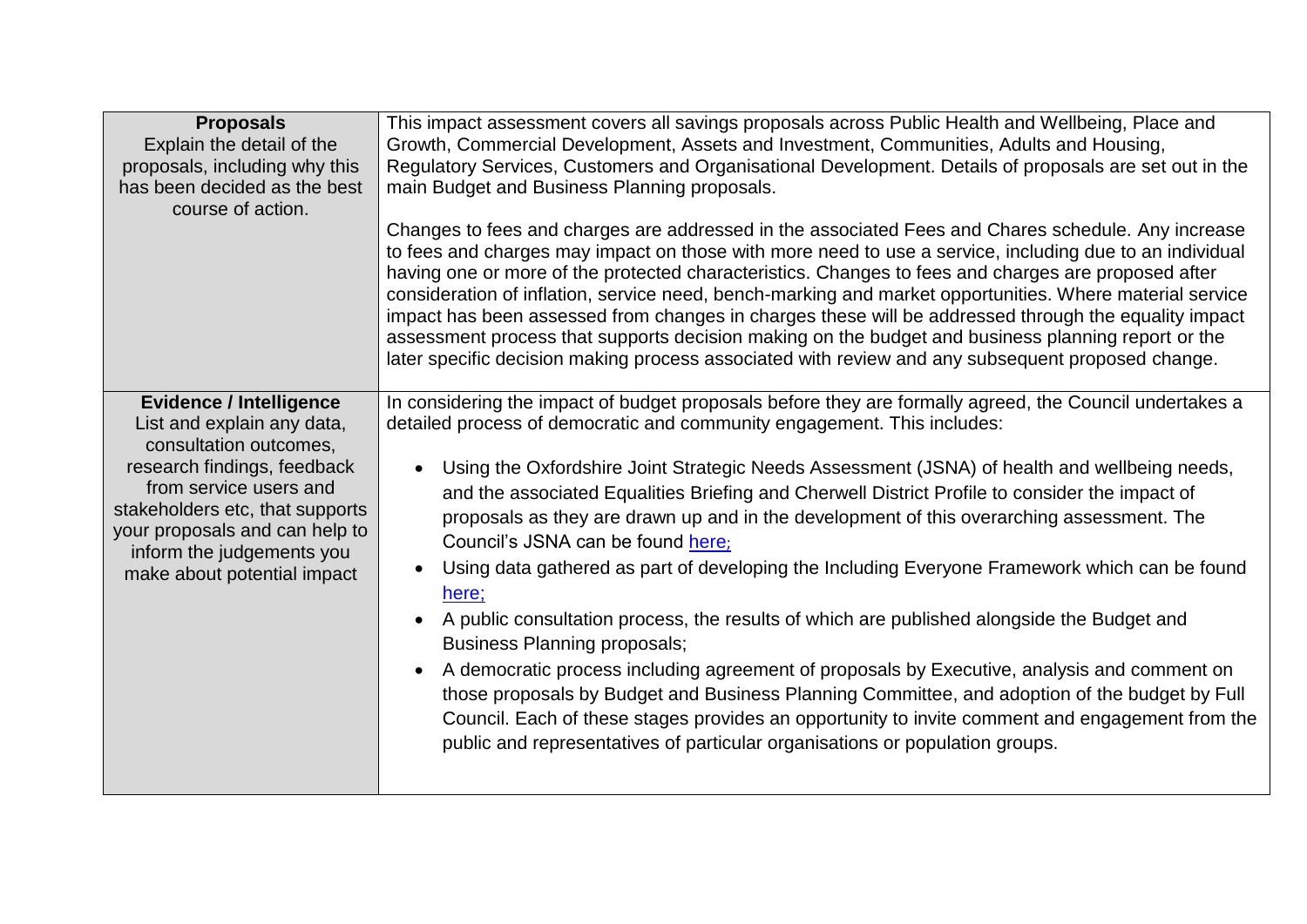| **Proposals**<br>Explain the detail of the proposals, including why this has been decided as the best course of action. | This impact assessment covers all savings proposals across Public Health and Wellbeing, Place and Growth, Commercial Development, Assets and Investment, Communities, Adults and Housing, Regulatory Services, Customers and Organisational Development. Details of proposals are set out in the main Budget and Business Planning proposals.<br><br>Changes to fees and charges are addressed in the associated Fees and Chares schedule. Any increase to fees and charges may impact on those with more need to use a service, including due to an individual having one or more of the protected characteristics. Changes to fees and charges are proposed after consideration of inflation, service need, bench-marking and market opportunities. Where material service impact has been assessed from changes in charges these will be addressed through the equality impact assessment process that supports decision making on the budget and business planning report or the later specific decision making process associated with review and any subsequent proposed change. |
|---|---|
| **Evidence / Intelligence**<br>List and explain any data, consultation outcomes, research findings, feedback from service users and stakeholders etc, that supports your proposals and can help to inform the judgements you make about potential impact | In considering the impact of budget proposals before they are formally agreed, the Council undertakes a detailed process of democratic and community engagement. This includes:<br><br>• Using the Oxfordshire Joint Strategic Needs Assessment (JSNA) of health and wellbeing needs, and the associated Equalities Briefing and Cherwell District Profile to consider the impact of proposals as they are drawn up and in the development of this overarching assessment. The Council's JSNA can be found here;<br>• Using data gathered as part of developing the Including Everyone Framework which can be found here;<br>• A public consultation process, the results of which are published alongside the Budget and Business Planning proposals;<br>• A democratic process including agreement of proposals by Executive, analysis and comment on those proposals by Budget and Business Planning Committee, and adoption of the budget by Full Council. Each of these stages provides an opportunity to invite comment and engagement from the public and representatives of particular organisations or population groups. |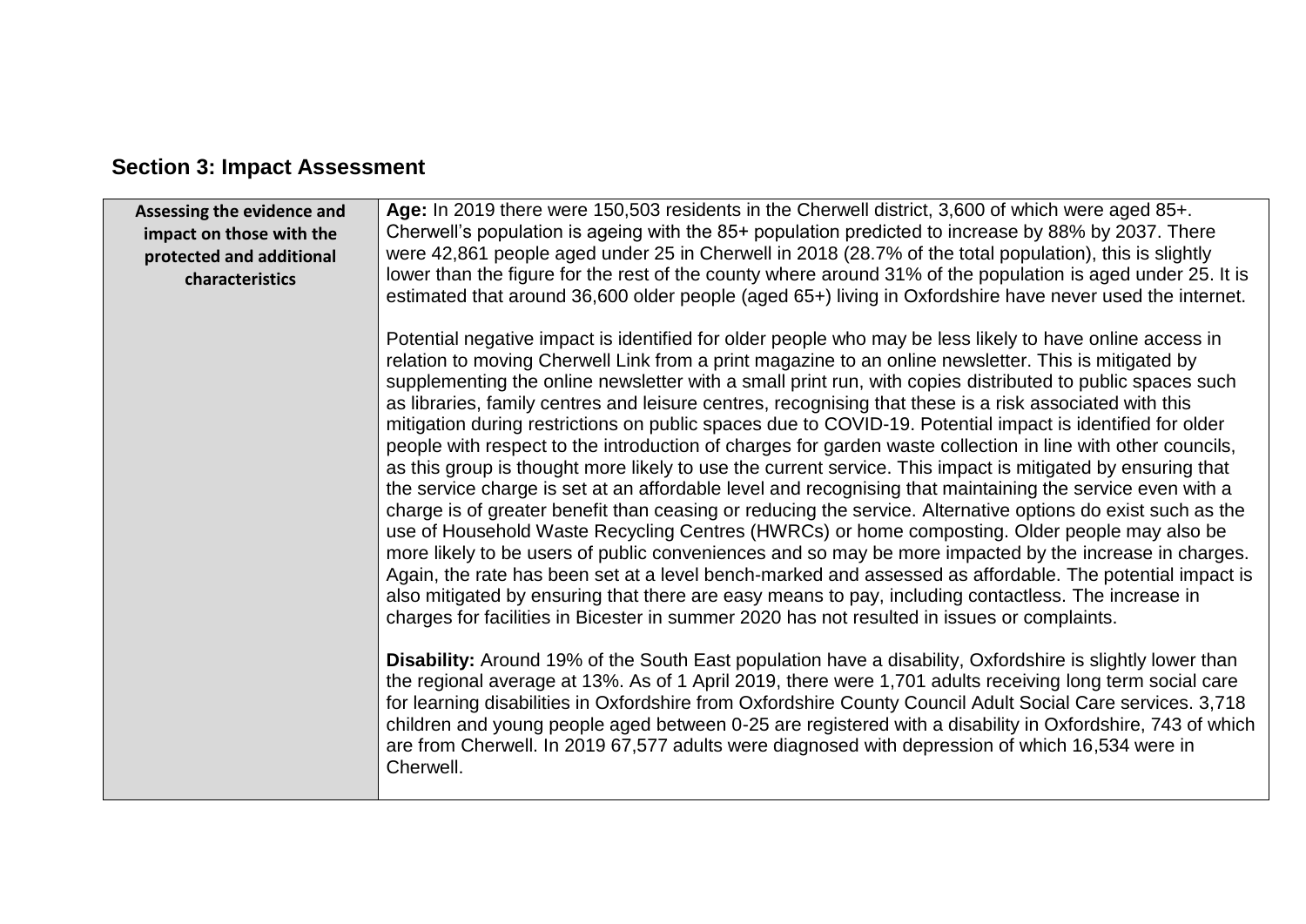## Section 3: Impact Assessment

| **Assessing the evidence and impact on those with the protected and additional characteristics** | **Age:** In 2019 there were 150,503 residents in the Cherwell district, 3,600 of which were aged 85+. Cherwell's population is ageing with the 85+ population predicted to increase by 88% by 2037. There were 42,861 people aged under 25 in Cherwell in 2018 (28.7% of the total population), this is slightly lower than the figure for the rest of the county where around 31% of the population is aged under 25. It is estimated that around 36,600 older people (aged 65+) living in Oxfordshire have never used the internet.<br><br>Potential negative impact is identified for older people who may be less likely to have online access in relation to moving Cherwell Link from a print magazine to an online newsletter. This is mitigated by supplementing the online newsletter with a small print run, with copies distributed to public spaces such as libraries, family centres and leisure centres, recognising that these is a risk associated with this mitigation during restrictions on public spaces due to COVID-19. Potential impact is identified for older people with respect to the introduction of charges for garden waste collection in line with other councils, as this group is thought more likely to use the current service. This impact is mitigated by ensuring that the service charge is set at an affordable level and recognising that maintaining the service even with a charge is of greater benefit than ceasing or reducing the service. Alternative options do exist such as the use of Household Waste Recycling Centres (HWRCs) or home composting. Older people may also be more likely to be users of public conveniences and so may be more impacted by the increase in charges. Again, the rate has been set at a level bench-marked and assessed as affordable. The potential impact is also mitigated by ensuring that there are easy means to pay, including contactless. The increase in charges for facilities in Bicester in summer 2020 has not resulted in issues or complaints.<br><br>**Disability:** Around 19% of the South East population have a disability, Oxfordshire is slightly lower than the regional average at 13%. As of 1 April 2019, there were 1,701 adults receiving long term social care for learning disabilities in Oxfordshire from Oxfordshire County Council Adult Social Care services. 3,718 children and young people aged between 0-25 are registered with a disability in Oxfordshire, 743 of which are from Cherwell. In 2019 67,577 adults were diagnosed with depression of which 16,534 were in Cherwell. |
|---|---|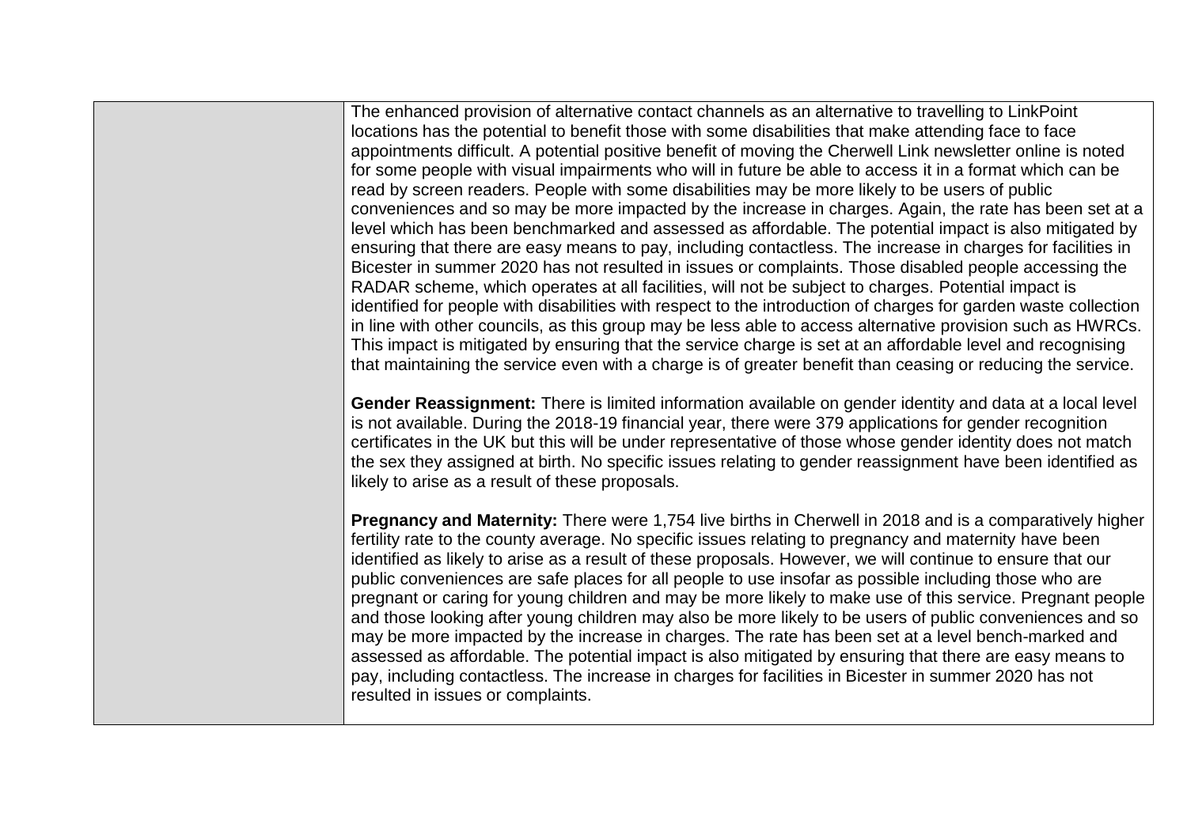| | |
|---|---|
| | The enhanced provision of alternative contact channels as an alternative to travelling to LinkPoint locations has the potential to benefit those with some disabilities that make attending face to face appointments difficult. A potential positive benefit of moving the Cherwell Link newsletter online is noted for some people with visual impairments who will in future be able to access it in a format which can be read by screen readers. People with some disabilities may be more likely to be users of public conveniences and so may be more impacted by the increase in charges. Again, the rate has been set at a level which has been benchmarked and assessed as affordable. The potential impact is also mitigated by ensuring that there are easy means to pay, including contactless. The increase in charges for facilities in Bicester in summer 2020 has not resulted in issues or complaints. Those disabled people accessing the RADAR scheme, which operates at all facilities, will not be subject to charges. Potential impact is identified for people with disabilities with respect to the introduction of charges for garden waste collection in line with other councils, as this group may be less able to access alternative provision such as HWRCs. This impact is mitigated by ensuring that the service charge is set at an affordable level and recognising that maintaining the service even with a charge is of greater benefit than ceasing or reducing the service.<br><br>**Gender Reassignment:** There is limited information available on gender identity and data at a local level is not available. During the 2018-19 financial year, there were 379 applications for gender recognition certificates in the UK but this will be under representative of those whose gender identity does not match the sex they assigned at birth. No specific issues relating to gender reassignment have been identified as likely to arise as a result of these proposals.<br><br>**Pregnancy and Maternity:** There were 1,754 live births in Cherwell in 2018 and is a comparatively higher fertility rate to the county average. No specific issues relating to pregnancy and maternity have been identified as likely to arise as a result of these proposals. However, we will continue to ensure that our public conveniences are safe places for all people to use insofar as possible including those who are pregnant or caring for young children and may be more likely to make use of this service. Pregnant people and those looking after young children may also be more likely to be users of public conveniences and so may be more impacted by the increase in charges. The rate has been set at a level bench-marked and assessed as affordable. The potential impact is also mitigated by ensuring that there are easy means to pay, including contactless. The increase in charges for facilities in Bicester in summer 2020 has not resulted in issues or complaints. |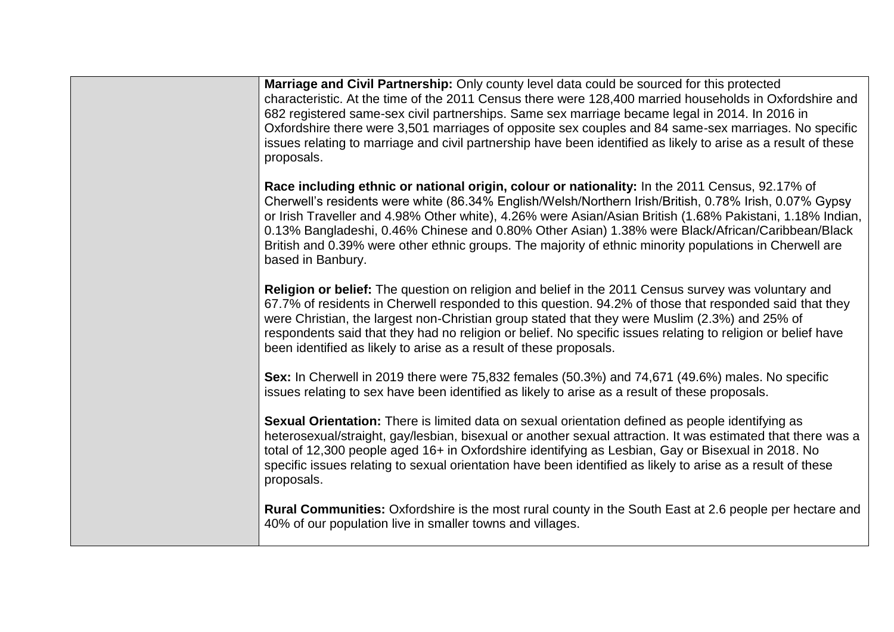| | |
|---|---|
| | **Marriage and Civil Partnership:** Only county level data could be sourced for this protected characteristic. At the time of the 2011 Census there were 128,400 married households in Oxfordshire and 682 registered same-sex civil partnerships. Same sex marriage became legal in 2014. In 2016 in Oxfordshire there were 3,501 marriages of opposite sex couples and 84 same-sex marriages. No specific issues relating to marriage and civil partnership have been identified as likely to arise as a result of these proposals.<br><br>**Race including ethnic or national origin, colour or nationality:** In the 2011 Census, 92.17% of Cherwell's residents were white (86.34% English/Welsh/Northern Irish/British, 0.78% Irish, 0.07% Gypsy or Irish Traveller and 4.98% Other white), 4.26% were Asian/Asian British (1.68% Pakistani, 1.18% Indian, 0.13% Bangladeshi, 0.46% Chinese and 0.80% Other Asian) 1.38% were Black/African/Caribbean/Black British and 0.39% were other ethnic groups. The majority of ethnic minority populations in Cherwell are based in Banbury.<br><br>**Religion or belief:** The question on religion and belief in the 2011 Census survey was voluntary and 67.7% of residents in Cherwell responded to this question. 94.2% of those that responded said that they were Christian, the largest non-Christian group stated that they were Muslim (2.3%) and 25% of respondents said that they had no religion or belief. No specific issues relating to religion or belief have been identified as likely to arise as a result of these proposals.<br><br>**Sex:** In Cherwell in 2019 there were 75,832 females (50.3%) and 74,671 (49.6%) males. No specific issues relating to sex have been identified as likely to arise as a result of these proposals.<br><br>**Sexual Orientation:** There is limited data on sexual orientation defined as people identifying as heterosexual/straight, gay/lesbian, bisexual or another sexual attraction. It was estimated that there was a total of 12,300 people aged 16+ in Oxfordshire identifying as Lesbian, Gay or Bisexual in 2018. No specific issues relating to sexual orientation have been identified as likely to arise as a result of these proposals.<br><br>**Rural Communities:** Oxfordshire is the most rural county in the South East at 2.6 people per hectare and 40% of our population live in smaller towns and villages. |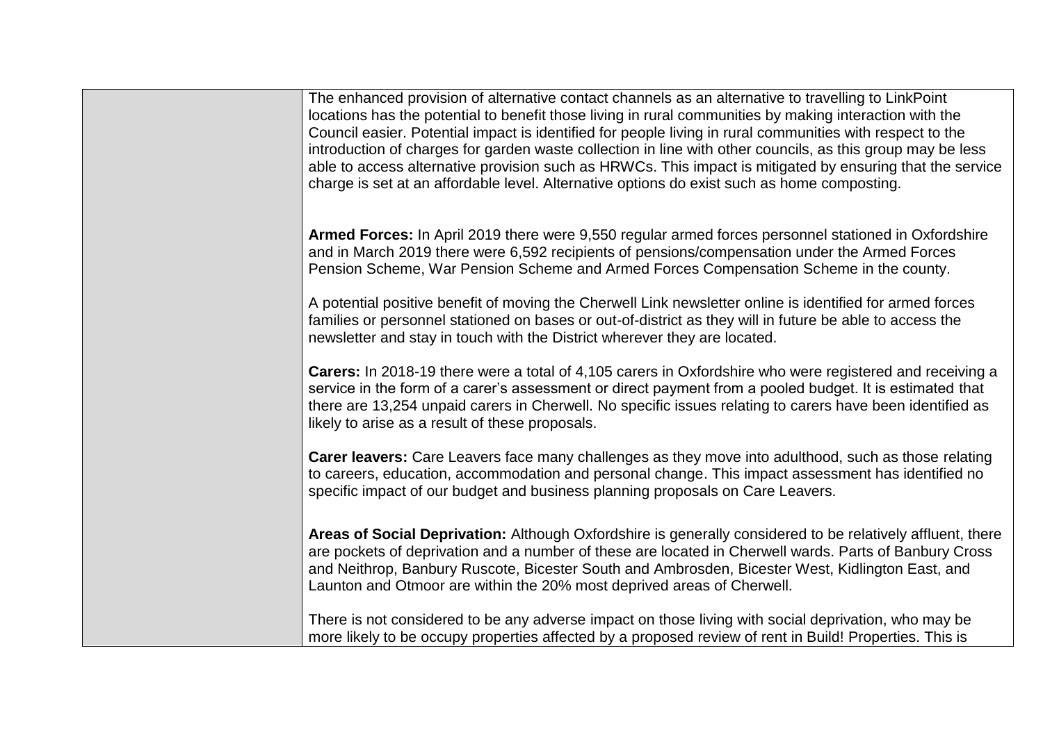| | |
|---|---|
| | The enhanced provision of alternative contact channels as an alternative to travelling to LinkPoint locations has the potential to benefit those living in rural communities by making interaction with the Council easier. Potential impact is identified for people living in rural communities with respect to the introduction of charges for garden waste collection in line with other councils, as this group may be less able to access alternative provision such as HRWCs. This impact is mitigated by ensuring that the service charge is set at an affordable level. Alternative options do exist such as home composting.<br><br>**Armed Forces:** In April 2019 there were 9,550 regular armed forces personnel stationed in Oxfordshire and in March 2019 there were 6,592 recipients of pensions/compensation under the Armed Forces Pension Scheme, War Pension Scheme and Armed Forces Compensation Scheme in the county.<br><br>A potential positive benefit of moving the Cherwell Link newsletter online is identified for armed forces families or personnel stationed on bases or out-of-district as they will in future be able to access the newsletter and stay in touch with the District wherever they are located.<br><br>**Carers:** In 2018-19 there were a total of 4,105 carers in Oxfordshire who were registered and receiving a service in the form of a carer's assessment or direct payment from a pooled budget. It is estimated that there are 13,254 unpaid carers in Cherwell. No specific issues relating to carers have been identified as likely to arise as a result of these proposals.<br><br>**Carer leavers:** Care Leavers face many challenges as they move into adulthood, such as those relating to careers, education, accommodation and personal change. This impact assessment has identified no specific impact of our budget and business planning proposals on Care Leavers.<br><br>**Areas of Social Deprivation:** Although Oxfordshire is generally considered to be relatively affluent, there are pockets of deprivation and a number of these are located in Cherwell wards. Parts of Banbury Cross and Neithrop, Banbury Ruscote, Bicester South and Ambrosden, Bicester West, Kidlington East, and Launton and Otmoor are within the 20% most deprived areas of Cherwell.<br><br>There is not considered to be any adverse impact on those living with social deprivation, who may be more likely to be occupy properties affected by a proposed review of rent in Build! Properties. This is |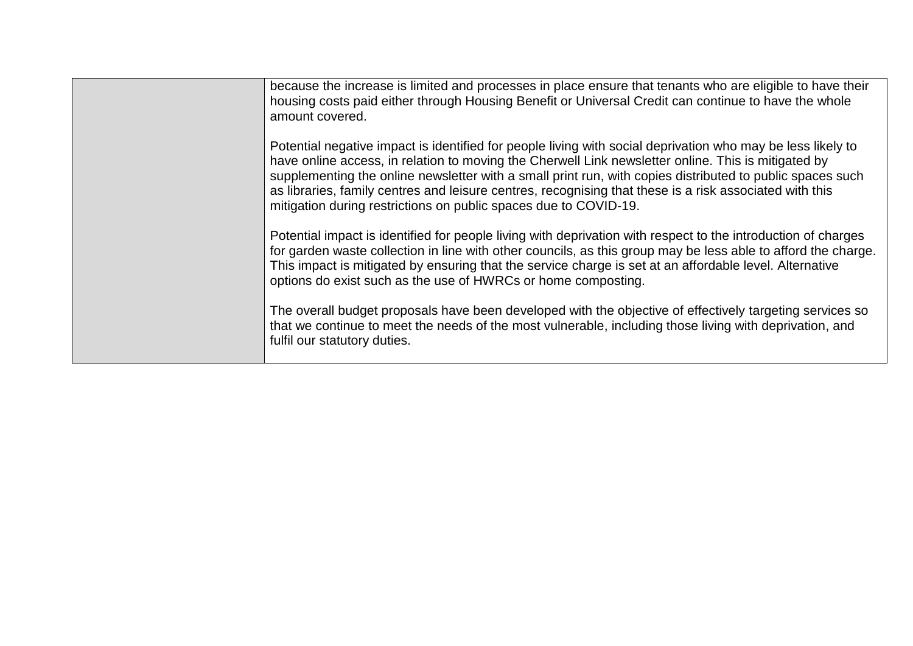| | |
|---|---|
| | because the increase is limited and processes in place ensure that tenants who are eligible to have their housing costs paid either through Housing Benefit or Universal Credit can continue to have the whole amount covered.<br><br>Potential negative impact is identified for people living with social deprivation who may be less likely to have online access, in relation to moving the Cherwell Link newsletter online. This is mitigated by supplementing the online newsletter with a small print run, with copies distributed to public spaces such as libraries, family centres and leisure centres, recognising that these is a risk associated with this mitigation during restrictions on public spaces due to COVID-19.<br><br>Potential impact is identified for people living with deprivation with respect to the introduction of charges for garden waste collection in line with other councils, as this group may be less able to afford the charge. This impact is mitigated by ensuring that the service charge is set at an affordable level. Alternative options do exist such as the use of HWRCs or home composting.<br><br>The overall budget proposals have been developed with the objective of effectively targeting services so that we continue to meet the needs of the most vulnerable, including those living with deprivation, and fulfil our statutory duties. |